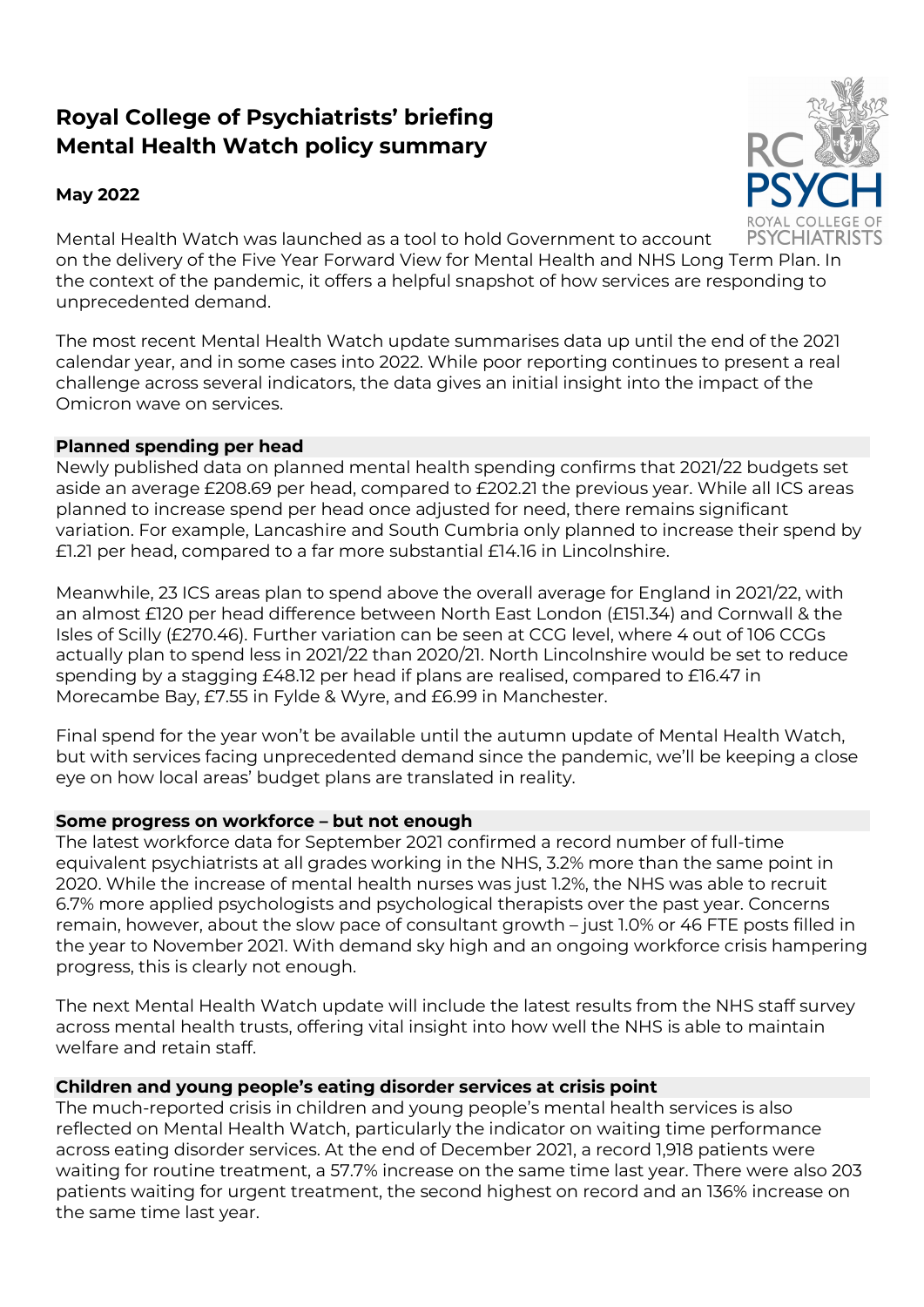# Royal College of Psychiatrists' briefing
# Mental Health Watch policy summary

**May 2022**

Mental Health Watch was launched as a tool to hold Government to account on the delivery of the Five Year Forward View for Mental Health and NHS Long Term Plan. In the context of the pandemic, it offers a helpful snapshot of how services are responding to unprecedented demand.

The most recent Mental Health Watch update summarises data up until the end of the 2021 calendar year, and in some cases into 2022. While poor reporting continues to present a real challenge across several indicators, the data gives an initial insight into the impact of the Omicron wave on services.

## Planned spending per head

Newly published data on planned mental health spending confirms that 2021/22 budgets set aside an average £208.69 per head, compared to £202.21 the previous year. While all ICS areas planned to increase spend per head once adjusted for need, there remains significant variation. For example, Lancashire and South Cumbria only planned to increase their spend by £1.21 per head, compared to a far more substantial £14.16 in Lincolnshire.

Meanwhile, 23 ICS areas plan to spend above the overall average for England in 2021/22, with an almost £120 per head difference between North East London (£151.34) and Cornwall & the Isles of Scilly (£270.46). Further variation can be seen at CCG level, where 4 out of 106 CCGs actually plan to spend less in 2021/22 than 2020/21. North Lincolnshire would be set to reduce spending by a stagging £48.12 per head if plans are realised, compared to £16.47 in Morecambe Bay, £7.55 in Fylde & Wyre, and £6.99 in Manchester.

Final spend for the year won't be available until the autumn update of Mental Health Watch, but with services facing unprecedented demand since the pandemic, we'll be keeping a close eye on how local areas' budget plans are translated in reality.

## Some progress on workforce – but not enough

The latest workforce data for September 2021 confirmed a record number of full-time equivalent psychiatrists at all grades working in the NHS, 3.2% more than the same point in 2020. While the increase of mental health nurses was just 1.2%, the NHS was able to recruit 6.7% more applied psychologists and psychological therapists over the past year. Concerns remain, however, about the slow pace of consultant growth – just 1.0% or 46 FTE posts filled in the year to November 2021. With demand sky high and an ongoing workforce crisis hampering progress, this is clearly not enough.

The next Mental Health Watch update will include the latest results from the NHS staff survey across mental health trusts, offering vital insight into how well the NHS is able to maintain welfare and retain staff.

## Children and young people's eating disorder services at crisis point

The much-reported crisis in children and young people's mental health services is also reflected on Mental Health Watch, particularly the indicator on waiting time performance across eating disorder services. At the end of December 2021, a record 1,918 patients were waiting for routine treatment, a 57.7% increase on the same time last year. There were also 203 patients waiting for urgent treatment, the second highest on record and an 136% increase on the same time last year.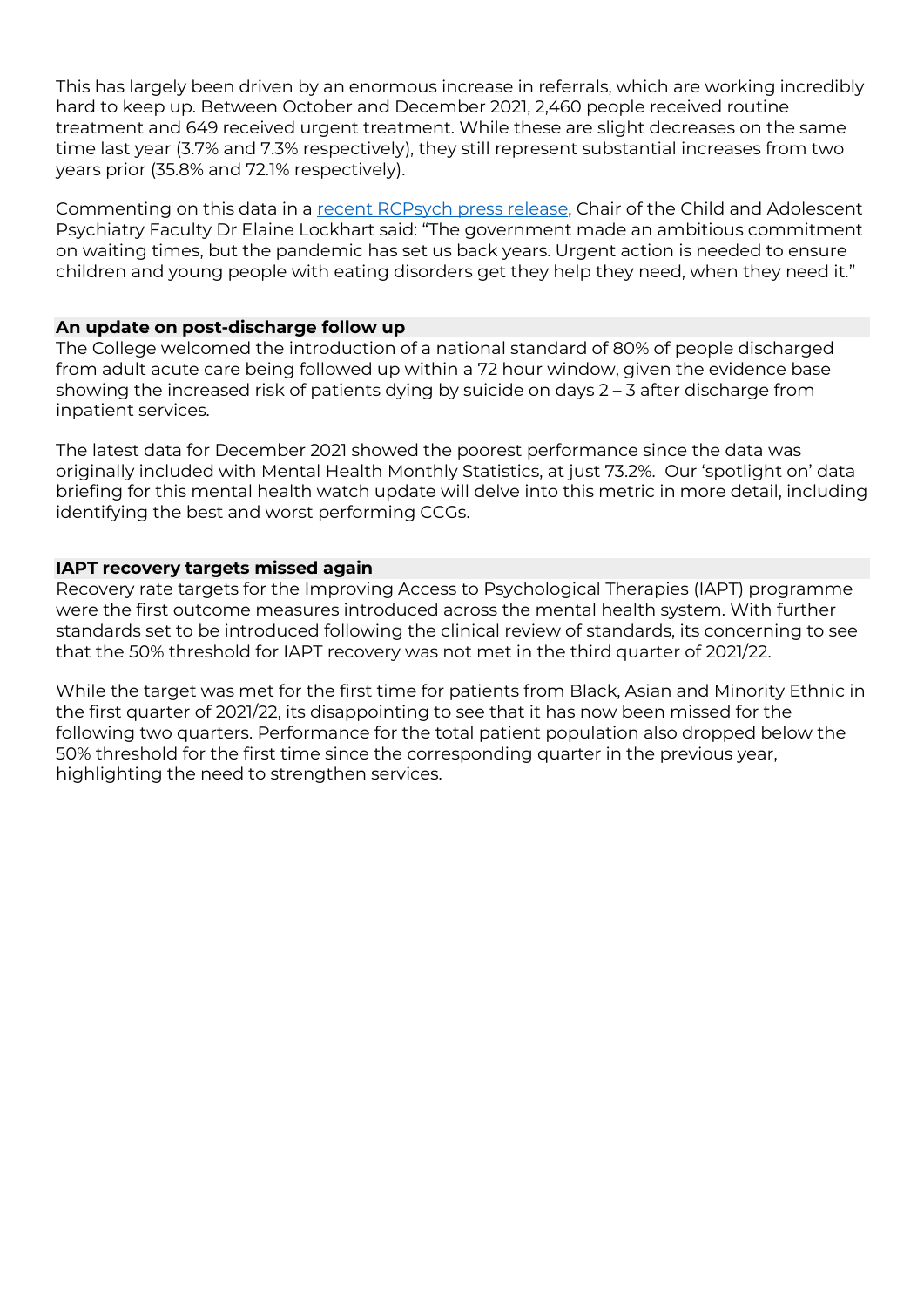This has largely been driven by an enormous increase in referrals, which are working incredibly hard to keep up. Between October and December 2021, 2,460 people received routine treatment and 649 received urgent treatment. While these are slight decreases on the same time last year (3.7% and 7.3% respectively), they still represent substantial increases from two years prior (35.8% and 72.1% respectively).

Commenting on this data in a [recent RCPsych press release](), Chair of the Child and Adolescent Psychiatry Faculty Dr Elaine Lockhart said: "The government made an ambitious commitment on waiting times, but the pandemic has set us back years. Urgent action is needed to ensure children and young people with eating disorders get they help they need, when they need it."

## An update on post-discharge follow up

The College welcomed the introduction of a national standard of 80% of people discharged from adult acute care being followed up within a 72 hour window, given the evidence base showing the increased risk of patients dying by suicide on days 2 – 3 after discharge from inpatient services.

The latest data for December 2021 showed the poorest performance since the data was originally included with Mental Health Monthly Statistics, at just 73.2%. Our 'spotlight on' data briefing for this mental health watch update will delve into this metric in more detail, including identifying the best and worst performing CCGs.

## IAPT recovery targets missed again

Recovery rate targets for the Improving Access to Psychological Therapies (IAPT) programme were the first outcome measures introduced across the mental health system. With further standards set to be introduced following the clinical review of standards, its concerning to see that the 50% threshold for IAPT recovery was not met in the third quarter of 2021/22.

While the target was met for the first time for patients from Black, Asian and Minority Ethnic in the first quarter of 2021/22, its disappointing to see that it has now been missed for the following two quarters. Performance for the total patient population also dropped below the 50% threshold for the first time since the corresponding quarter in the previous year, highlighting the need to strengthen services.